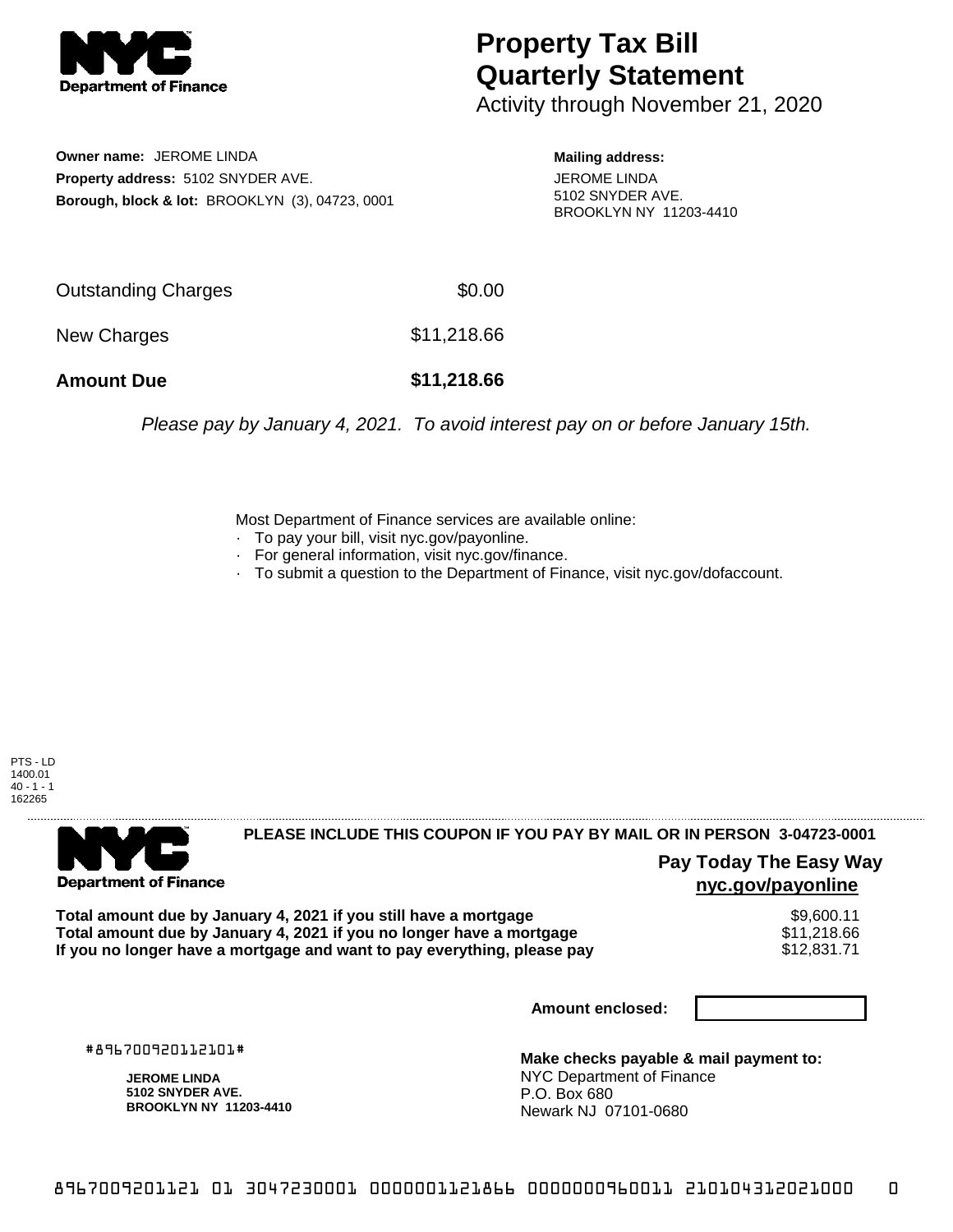**Department of Finance**

# Property Tax Bill Quarterly Statement

Activity through November 21, 2020

**Owner name:** JEROME LINDA
**Property address:** 5102 SNYDER AVE.
**Borough, block & lot:** BROOKLYN (3), 04723, 0001

**Mailing address:**
JEROME LINDA
5102 SNYDER AVE.
BROOKLYN NY 11203-4410

| | |
|---|---|
| Outstanding Charges | $0.00 |
| New Charges | $11,218.66 |
| **Amount Due** | **$11,218.66** |

*Please pay by January 4, 2021. To avoid interest pay on or before January 15th.*

Most Department of Finance services are available online:
- To pay your bill, visit nyc.gov/payonline.
- For general information, visit nyc.gov/finance.
- To submit a question to the Department of Finance, visit nyc.gov/dofaccount.

PTS - LD
1400.01
40 - 1 - 1
162265

**Department of Finance**

**PLEASE INCLUDE THIS COUPON IF YOU PAY BY MAIL OR IN PERSON 3-04723-0001**

**Pay Today The Easy Way**
**nyc.gov/payonline**

| | |
|---|---|
| **Total amount due by January 4, 2021 if you still have a mortgage** | $9,600.11 |
| **Total amount due by January 4, 2021 if you no longer have a mortgage** | $11,218.66 |
| **If you no longer have a mortgage and want to pay everything, please pay** | $12,831.71 |

**Amount enclosed:**

#896700920112101#

**JEROME LINDA**
**5102 SNYDER AVE.**
**BROOKLYN NY 11203-4410**

**Make checks payable & mail payment to:**
NYC Department of Finance
P.O. Box 680
Newark NJ 07101-0680

896700920112101 01 3047230001 0000001121866 0000000960011 210104312021000 0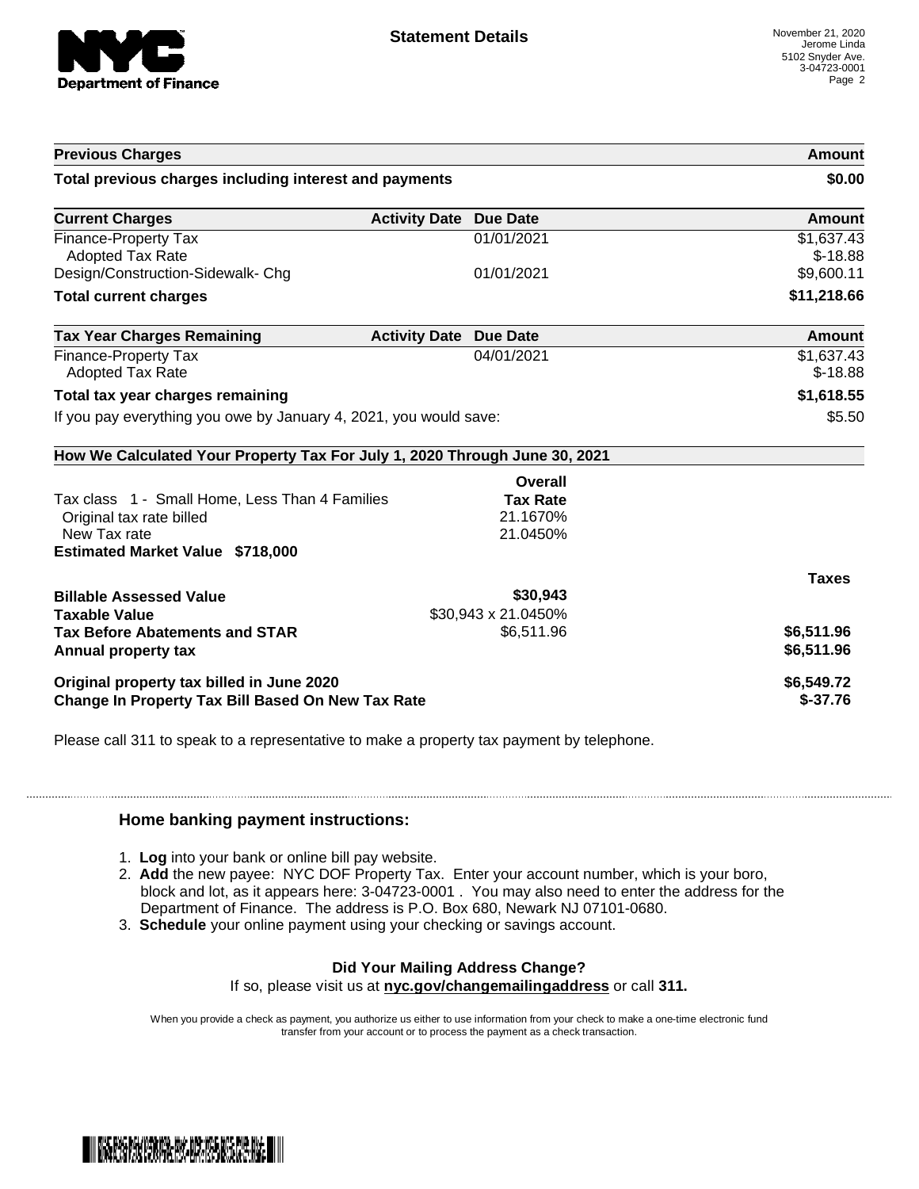# Statement Details

November 21, 2020
Jerome Linda
5102 Snyder Ave.
3-04723-0001

| Previous Charges | | | Amount |
|---|---|---|---|
| **Total previous charges including interest and payments** | | | **$0.00** |

| Current Charges | Activity Date | Due Date | Amount |
|---|---|---|---|
| Finance-Property Tax | | 01/01/2021 | $1,637.43 |
| Adopted Tax Rate | | | $-18.88 |
| Design/Construction-Sidewalk- Chg | | 01/01/2021 | $9,600.11 |
| **Total current charges** | | | **$11,218.66** |

| Tax Year Charges Remaining | Activity Date | Due Date | Amount |
|---|---|---|---|
| Finance-Property Tax | | 04/01/2021 | $1,637.43 |
| Adopted Tax Rate | | | $-18.88 |
| **Total tax year charges remaining** | | | **$1,618.55** |
| If you pay everything you owe by January 4, 2021, you would save: | | | $5.50 |

## How We Calculated Your Property Tax For July 1, 2020 Through June 30, 2021

| | Overall Tax Rate | |
|---|---|---|
| Tax class 1 - Small Home, Less Than 4 Families | | |
| Original tax rate billed | 21.1670% | |
| New Tax rate | 21.0450% | |
| **Estimated Market Value $718,000** | | |
| | | **Taxes** |
| **Billable Assessed Value** | **$30,943** | |
| **Taxable Value** | $30,943 x 21.0450% | |
| **Tax Before Abatements and STAR** | $6,511.96 | **$6,511.96** |
| **Annual property tax** | | **$6,511.96** |
| **Original property tax billed in June 2020** | | **$6,549.72** |
| **Change In Property Tax Bill Based On New Tax Rate** | | **$-37.76** |

Please call 311 to speak to a representative to make a property tax payment by telephone.

### Home banking payment instructions:

1. **Log** into your bank or online bill pay website.
2. **Add** the new payee: NYC DOF Property Tax. Enter your account number, which is your boro, block and lot, as it appears here: 3-04723-0001 . You may also need to enter the address for the Department of Finance. The address is P.O. Box 680, Newark NJ 07101-0680.
3. **Schedule** your online payment using your checking or savings account.

**Did Your Mailing Address Change?**
If so, please visit us at **nyc.gov/changemailingaddress** or call **311.**

When you provide a check as payment, you authorize us either to use information from your check to make a one-time electronic fund transfer from your account or to process the payment as a check transaction.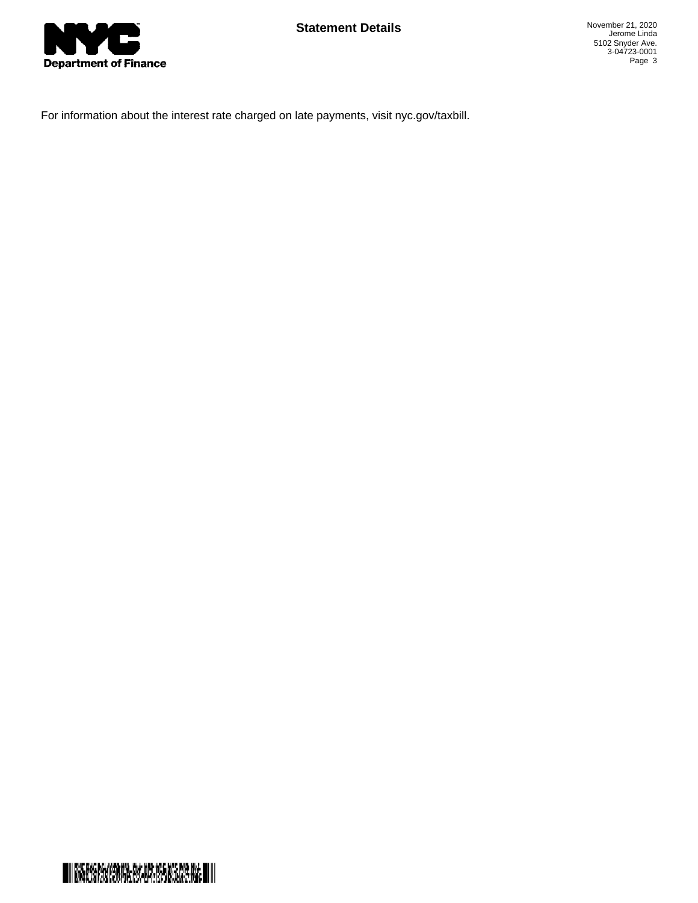For information about the interest rate charged on late payments, visit nyc.gov/taxbill.